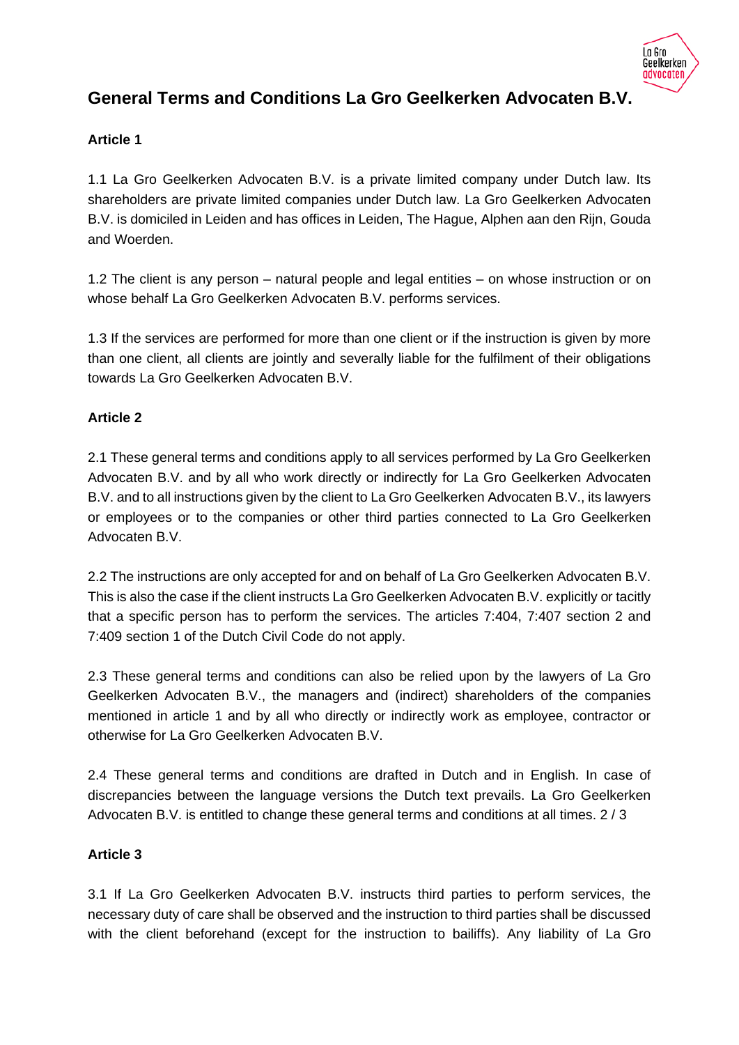# General Terms and Conditions La Gro Geelkerken Advocaten B.V.

**Article 1**

1.1 La Gro Geelkerken Advocaten B.V. is a private limited company under Dutch law. Its shareholders are private limited companies under Dutch law. La Gro Geelkerken Advocaten B.V. is domiciled in Leiden and has offices in Leiden, The Hague, Alphen aan den Rijn, Gouda and Woerden.

1.2 The client is any person – natural people and legal entities – on whose instruction or on whose behalf La Gro Geelkerken Advocaten B.V. performs services.

1.3 If the services are performed for more than one client or if the instruction is given by more than one client, all clients are jointly and severally liable for the fulfilment of their obligations towards La Gro Geelkerken Advocaten B.V.

**Article 2**

2.1 These general terms and conditions apply to all services performed by La Gro Geelkerken Advocaten B.V. and by all who work directly or indirectly for La Gro Geelkerken Advocaten B.V. and to all instructions given by the client to La Gro Geelkerken Advocaten B.V., its lawyers or employees or to the companies or other third parties connected to La Gro Geelkerken Advocaten B.V.

2.2 The instructions are only accepted for and on behalf of La Gro Geelkerken Advocaten B.V. This is also the case if the client instructs La Gro Geelkerken Advocaten B.V. explicitly or tacitly that a specific person has to perform the services. The articles 7:404, 7:407 section 2 and 7:409 section 1 of the Dutch Civil Code do not apply.

2.3 These general terms and conditions can also be relied upon by the lawyers of La Gro Geelkerken Advocaten B.V., the managers and (indirect) shareholders of the companies mentioned in article 1 and by all who directly or indirectly work as employee, contractor or otherwise for La Gro Geelkerken Advocaten B.V.

2.4 These general terms and conditions are drafted in Dutch and in English. In case of discrepancies between the language versions the Dutch text prevails. La Gro Geelkerken Advocaten B.V. is entitled to change these general terms and conditions at all times. 2 / 3

**Article 3**

3.1 If La Gro Geelkerken Advocaten B.V. instructs third parties to perform services, the necessary duty of care shall be observed and the instruction to third parties shall be discussed with the client beforehand (except for the instruction to bailiffs). Any liability of La Gro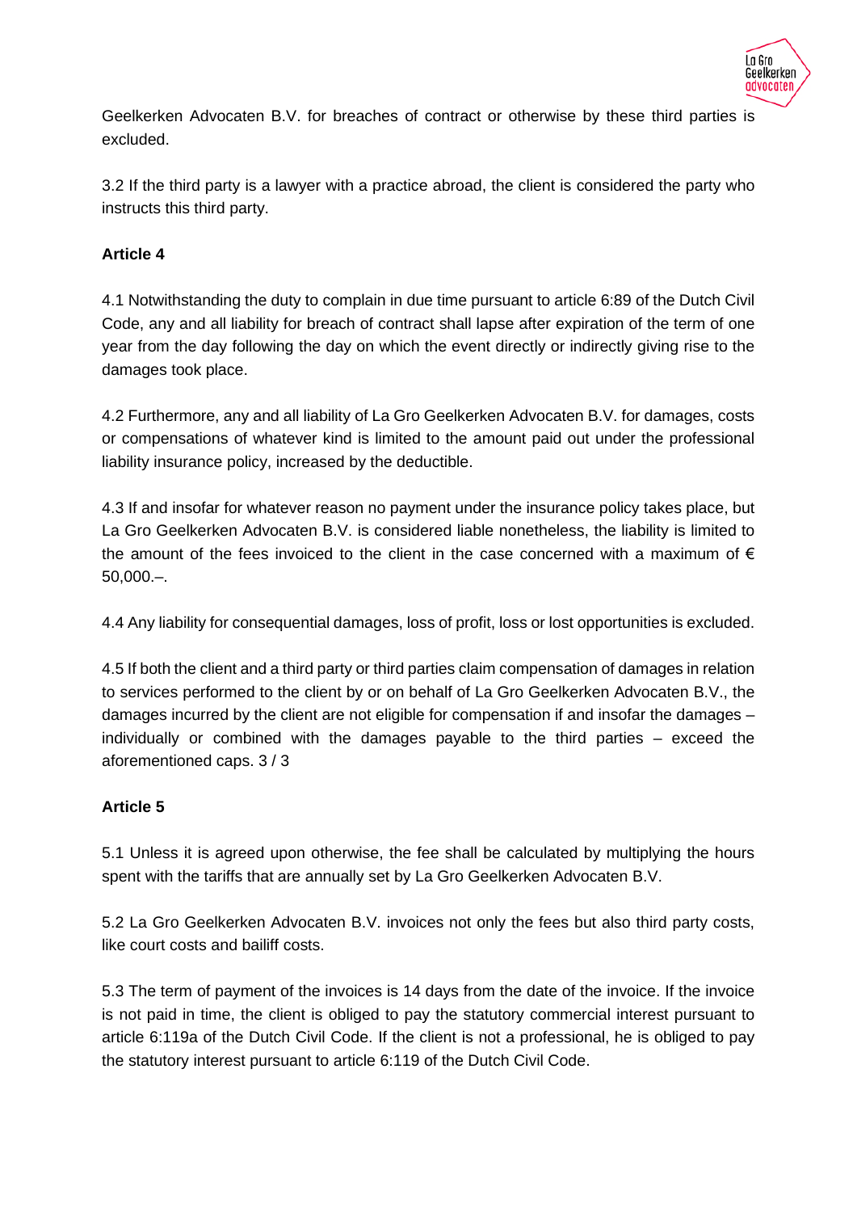Geelkerken Advocaten B.V. for breaches of contract or otherwise by these third parties is excluded.

3.2 If the third party is a lawyer with a practice abroad, the client is considered the party who instructs this third party.

**Article 4**

4.1 Notwithstanding the duty to complain in due time pursuant to article 6:89 of the Dutch Civil Code, any and all liability for breach of contract shall lapse after expiration of the term of one year from the day following the day on which the event directly or indirectly giving rise to the damages took place.

4.2 Furthermore, any and all liability of La Gro Geelkerken Advocaten B.V. for damages, costs or compensations of whatever kind is limited to the amount paid out under the professional liability insurance policy, increased by the deductible.

4.3 If and insofar for whatever reason no payment under the insurance policy takes place, but La Gro Geelkerken Advocaten B.V. is considered liable nonetheless, the liability is limited to the amount of the fees invoiced to the client in the case concerned with a maximum of € 50,000.–.

4.4 Any liability for consequential damages, loss of profit, loss or lost opportunities is excluded.

4.5 If both the client and a third party or third parties claim compensation of damages in relation to services performed to the client by or on behalf of La Gro Geelkerken Advocaten B.V., the damages incurred by the client are not eligible for compensation if and insofar the damages – individually or combined with the damages payable to the third parties – exceed the aforementioned caps.

**Article 5**

5.1 Unless it is agreed upon otherwise, the fee shall be calculated by multiplying the hours spent with the tariffs that are annually set by La Gro Geelkerken Advocaten B.V.

5.2 La Gro Geelkerken Advocaten B.V. invoices not only the fees but also third party costs, like court costs and bailiff costs.

5.3 The term of payment of the invoices is 14 days from the date of the invoice. If the invoice is not paid in time, the client is obliged to pay the statutory commercial interest pursuant to article 6:119a of the Dutch Civil Code. If the client is not a professional, he is obliged to pay the statutory interest pursuant to article 6:119 of the Dutch Civil Code.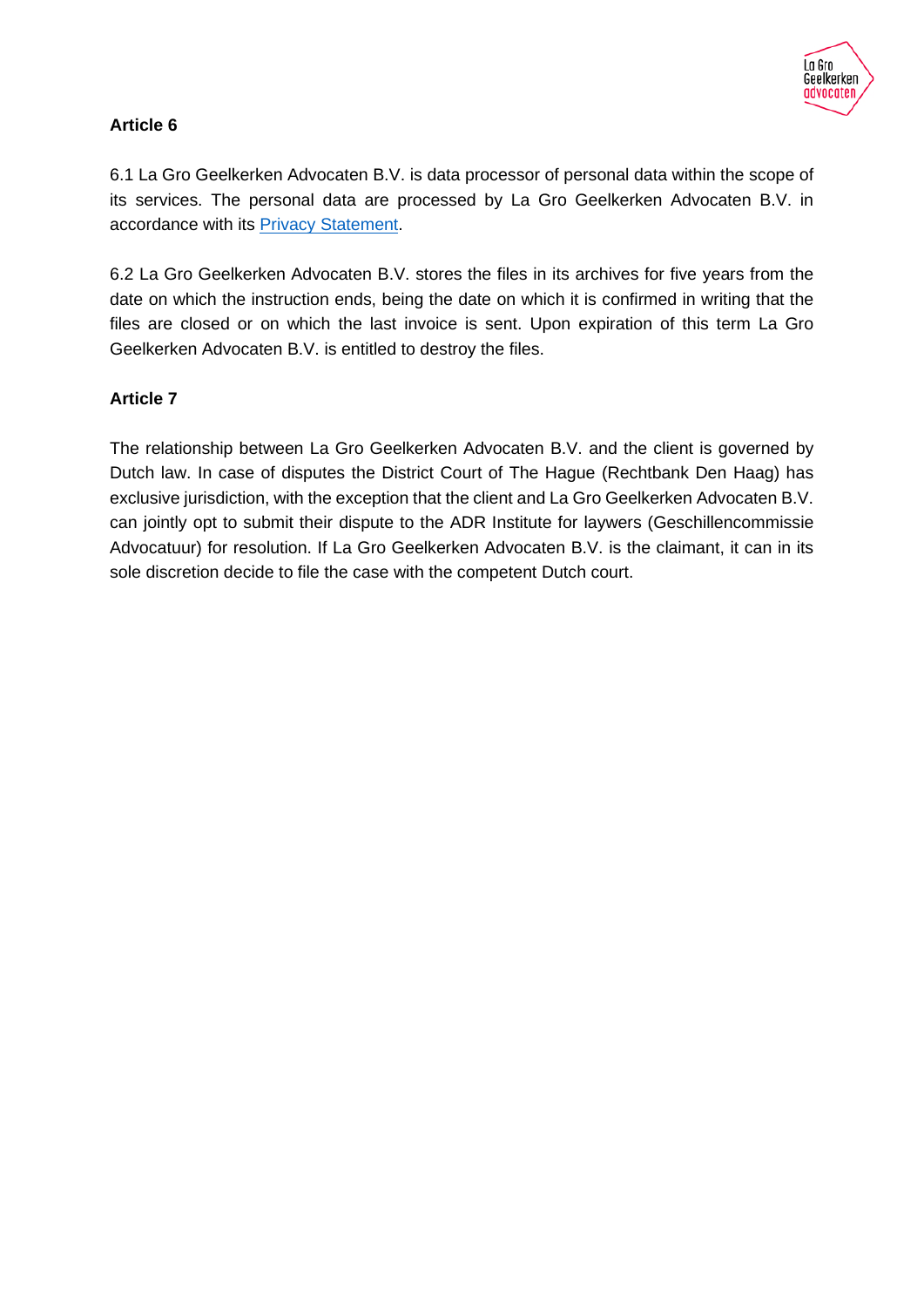**Article 6**

6.1 La Gro Geelkerken Advocaten B.V. is data processor of personal data within the scope of its services. The personal data are processed by La Gro Geelkerken Advocaten B.V. in accordance with its Privacy Statement.

6.2 La Gro Geelkerken Advocaten B.V. stores the files in its archives for five years from the date on which the instruction ends, being the date on which it is confirmed in writing that the files are closed or on which the last invoice is sent. Upon expiration of this term La Gro Geelkerken Advocaten B.V. is entitled to destroy the files.

**Article 7**

The relationship between La Gro Geelkerken Advocaten B.V. and the client is governed by Dutch law. In case of disputes the District Court of The Hague (Rechtbank Den Haag) has exclusive jurisdiction, with the exception that the client and La Gro Geelkerken Advocaten B.V. can jointly opt to submit their dispute to the ADR Institute for laywers (Geschillencommissie Advocatuur) for resolution. If La Gro Geelkerken Advocaten B.V. is the claimant, it can in its sole discretion decide to file the case with the competent Dutch court.